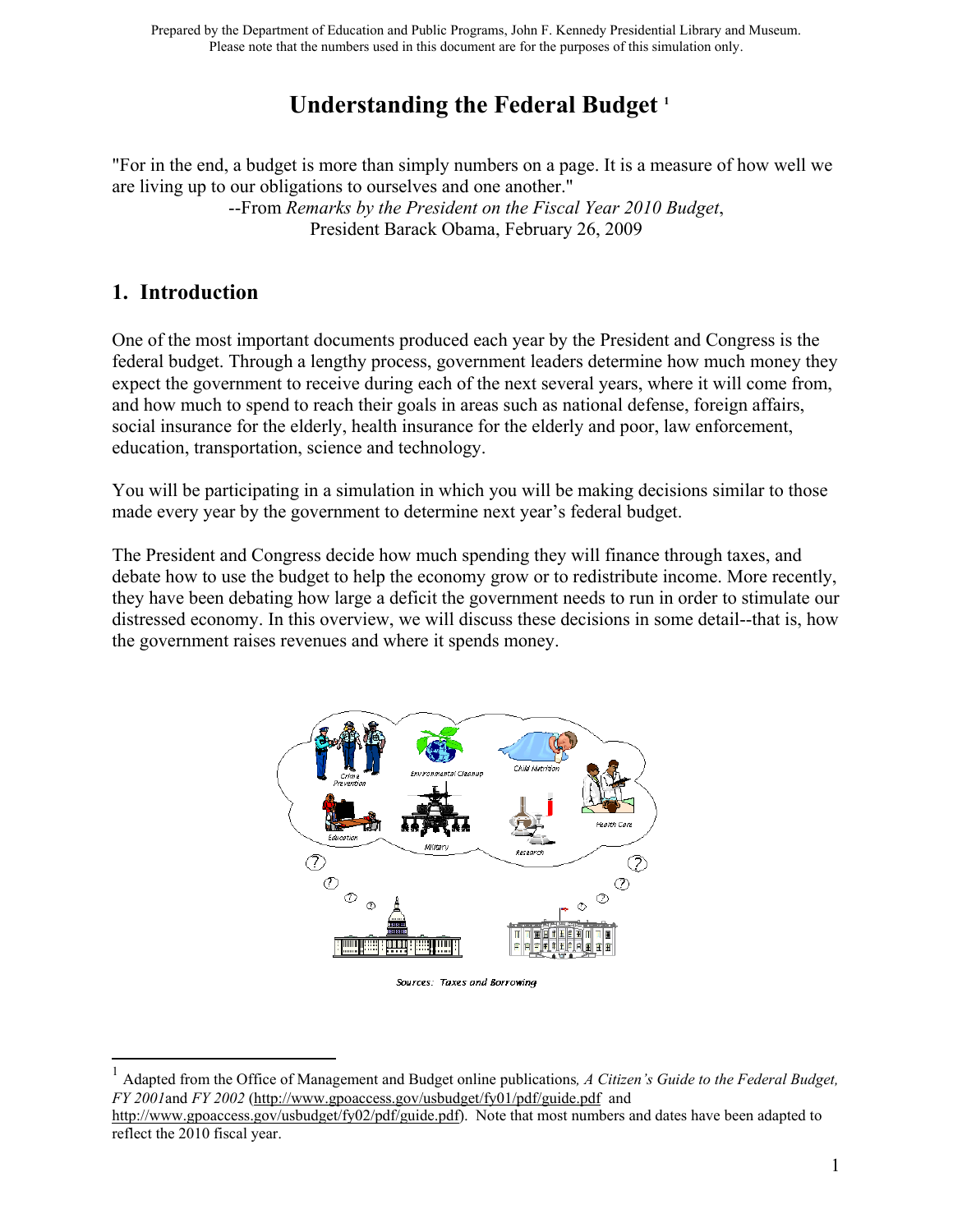Prepared by the Department of Education and Public Programs, John F. Kennedy Presidential Library and Museum.
Please note that the numbers used in this document are for the purposes of this simulation only.

# Understanding the Federal Budget [1]

"For in the end, a budget is more than simply numbers on a page. It is a measure of how well we are living up to our obligations to ourselves and one another."

--From *Remarks by the President on the Fiscal Year 2010 Budget*, President Barack Obama, February 26, 2009

## 1. Introduction

One of the most important documents produced each year by the President and Congress is the federal budget. Through a lengthy process, government leaders determine how much money they expect the government to receive during each of the next several years, where it will come from, and how much to spend to reach their goals in areas such as national defense, foreign affairs, social insurance for the elderly, health insurance for the elderly and poor, law enforcement, education, transportation, science and technology.

You will be participating in a simulation in which you will be making decisions similar to those made every year by the government to determine next year's federal budget.

The President and Congress decide how much spending they will finance through taxes, and debate how to use the budget to help the economy grow or to redistribute income. More recently, they have been debating how large a deficit the government needs to run in order to stimulate our distressed economy. In this overview, we will discuss these decisions in some detail--that is, how the government raises revenues and where it spends money.

Sources: Taxes and Borrowing

[1] Adapted from the Office of Management and Budget online publications, *A Citizen's Guide to the Federal Budget, FY 2001* and *FY 2002* (http://www.gpoaccess.gov/usbudget/fy01/pdf/guide.pdf and http://www.gpoaccess.gov/usbudget/fy02/pdf/guide.pdf). Note that most numbers and dates have been adapted to reflect the 2010 fiscal year.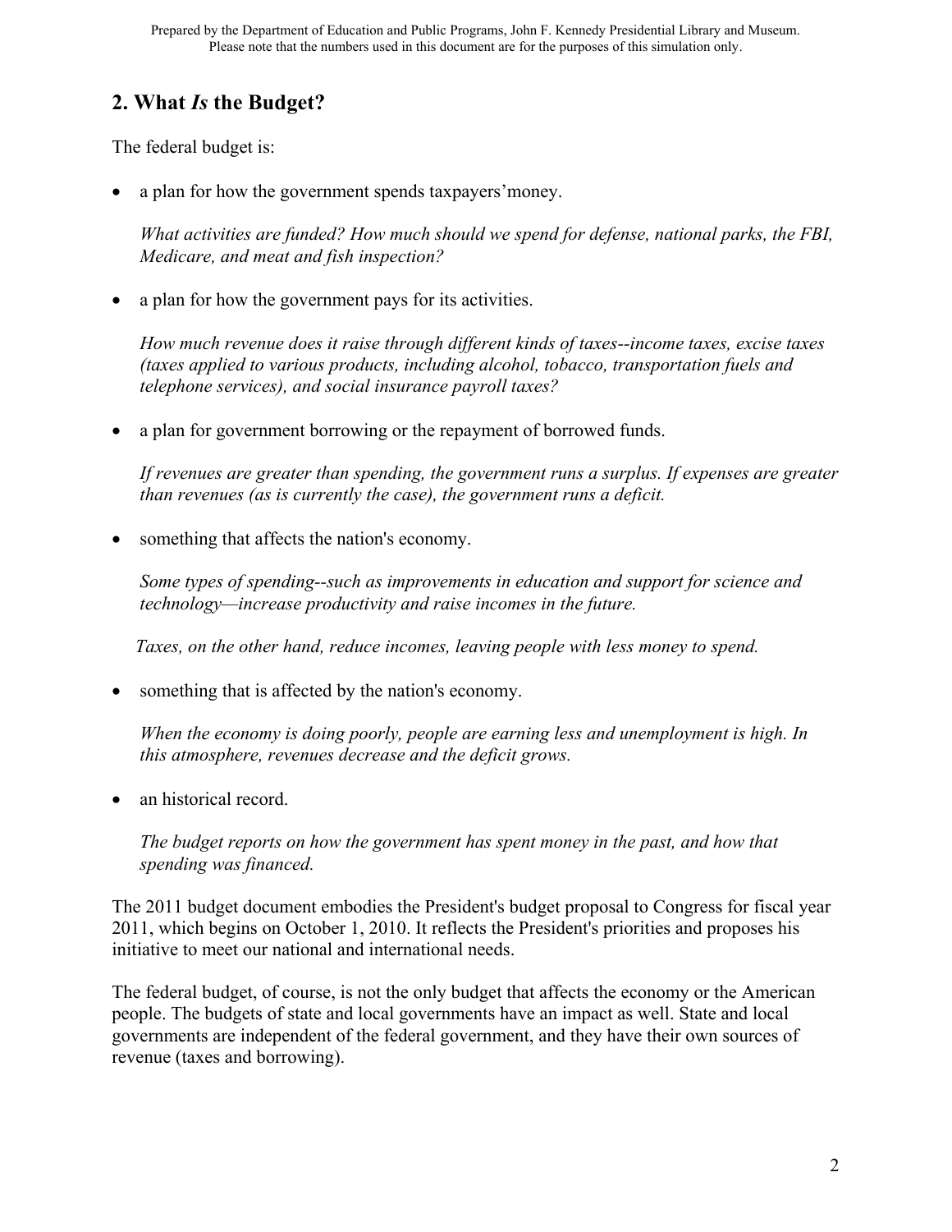## 2. What *Is* the Budget?

The federal budget is:

- a plan for how the government spends taxpayers'money.

  *What activities are funded? How much should we spend for defense, national parks, the FBI, Medicare, and meat and fish inspection?*

- a plan for how the government pays for its activities.

  *How much revenue does it raise through different kinds of taxes--income taxes, excise taxes (taxes applied to various products, including alcohol, tobacco, transportation fuels and telephone services), and social insurance payroll taxes?*

- a plan for government borrowing or the repayment of borrowed funds.

  *If revenues are greater than spending, the government runs a surplus. If expenses are greater than revenues (as is currently the case), the government runs a deficit.*

- something that affects the nation's economy.

  *Some types of spending--such as improvements in education and support for science and technology—increase productivity and raise incomes in the future.*

  *Taxes, on the other hand, reduce incomes, leaving people with less money to spend.*

- something that is affected by the nation's economy.

  *When the economy is doing poorly, people are earning less and unemployment is high. In this atmosphere, revenues decrease and the deficit grows.*

- an historical record.

  *The budget reports on how the government has spent money in the past, and how that spending was financed.*

The 2011 budget document embodies the President's budget proposal to Congress for fiscal year 2011, which begins on October 1, 2010. It reflects the President's priorities and proposes his initiative to meet our national and international needs.

The federal budget, of course, is not the only budget that affects the economy or the American people. The budgets of state and local governments have an impact as well. State and local governments are independent of the federal government, and they have their own sources of revenue (taxes and borrowing).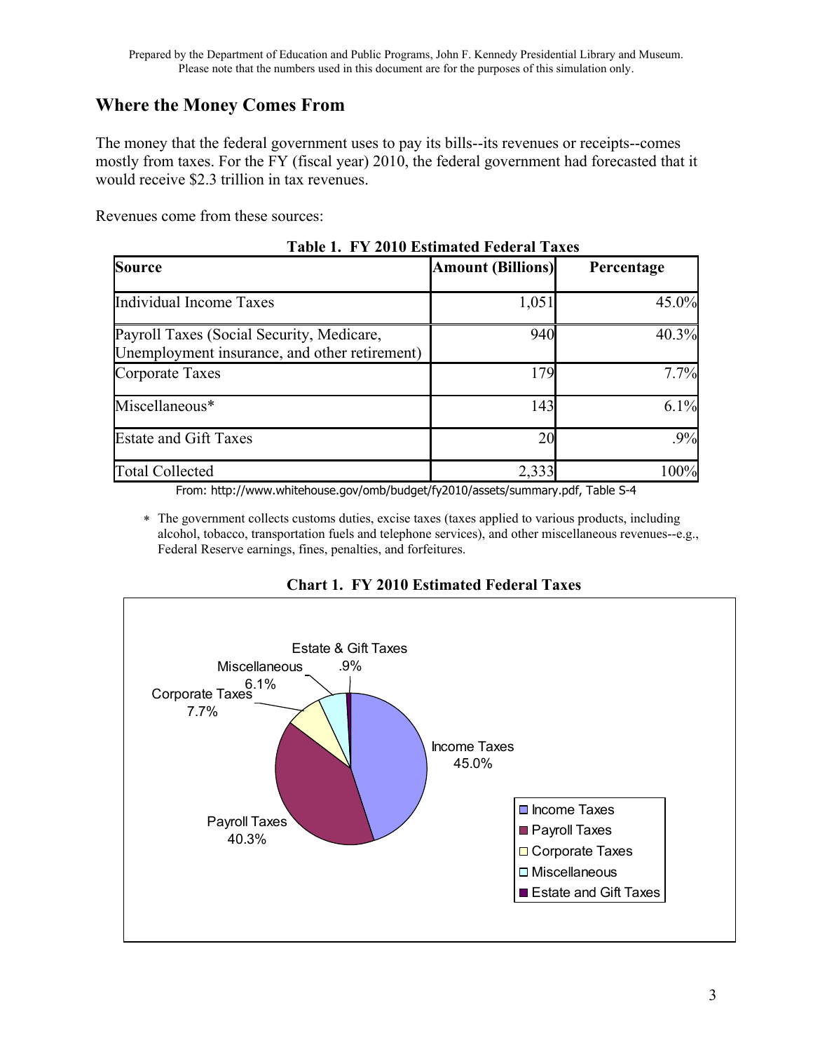## Where the Money Comes From

The money that the federal government uses to pay its bills--its revenues or receipts--comes mostly from taxes. For the FY (fiscal year) 2010, the federal government had forecasted that it would receive $2.3 trillion in tax revenues.

Revenues come from these sources:

**Table 1. FY 2010 Estimated Federal Taxes**

| Source | Amount (Billions) | Percentage |
|---|---|---|
| Individual Income Taxes | 1,051 | 45.0% |
| Payroll Taxes (Social Security, Medicare, Unemployment insurance, and other retirement) | 940 | 40.3% |
| Corporate Taxes | 179 | 7.7% |
| Miscellaneous* | 143 | 6.1% |
| Estate and Gift Taxes | 20 | .9% |
| Total Collected | 2,333 | 100% |

From: http://www.whitehouse.gov/omb/budget/fy2010/assets/summary.pdf, Table S-4

* The government collects customs duties, excise taxes (taxes applied to various products, including alcohol, tobacco, transportation fuels and telephone services), and other miscellaneous revenues--e.g., Federal Reserve earnings, fines, penalties, and forfeitures.

**Chart 1. FY 2010 Estimated Federal Taxes**

Income Taxes 45.0%
Payroll Taxes 40.3%
Corporate Taxes 7.7%
Miscellaneous 6.1%
Estate & Gift Taxes .9%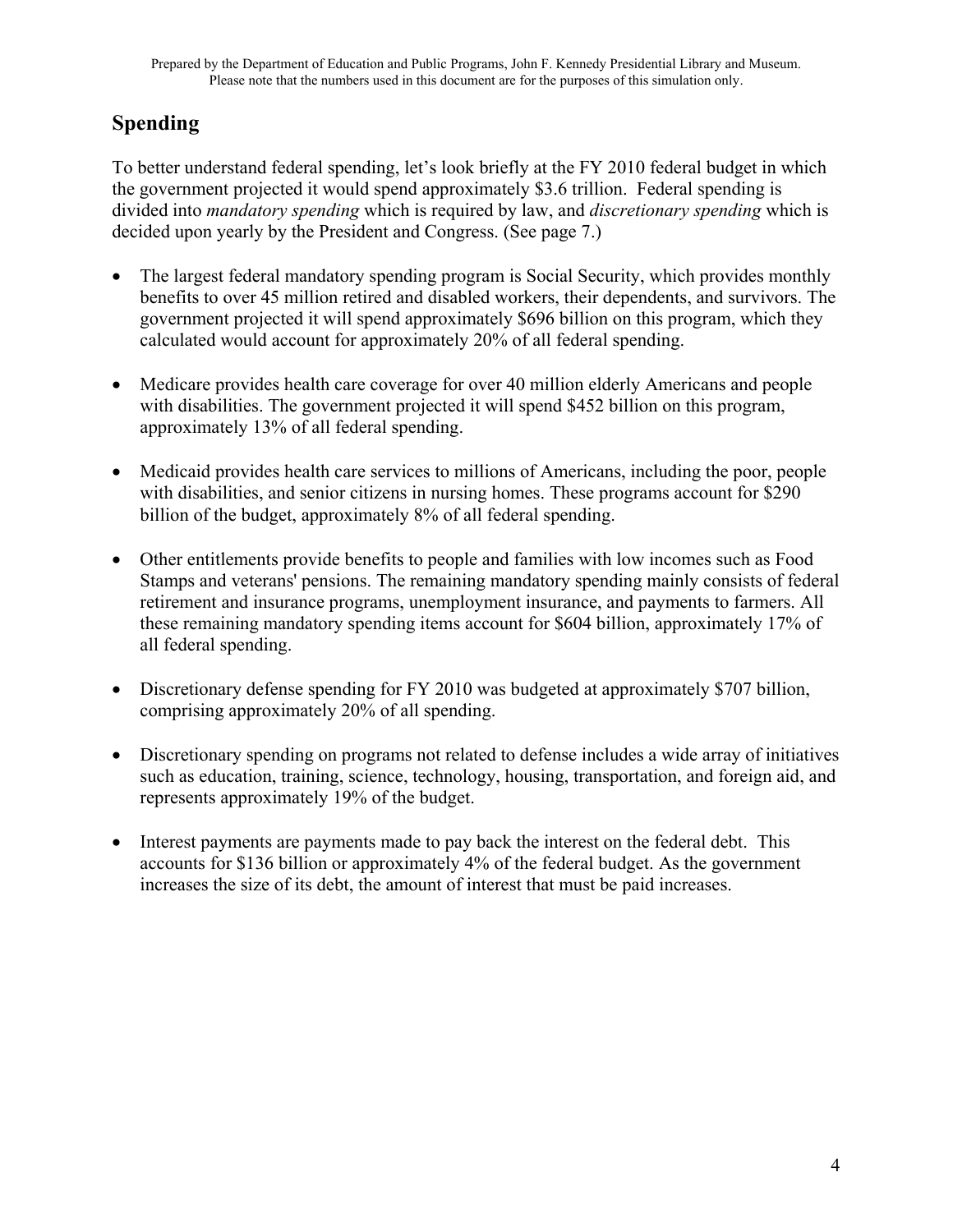## Spending

To better understand federal spending, let's look briefly at the FY 2010 federal budget in which the government projected it would spend approximately $3.6 trillion. Federal spending is divided into *mandatory spending* which is required by law, and *discretionary spending* which is decided upon yearly by the President and Congress. (See page 7.)

- The largest federal mandatory spending program is Social Security, which provides monthly benefits to over 45 million retired and disabled workers, their dependents, and survivors. The government projected it will spend approximately $696 billion on this program, which they calculated would account for approximately 20% of all federal spending.

- Medicare provides health care coverage for over 40 million elderly Americans and people with disabilities. The government projected it will spend $452 billion on this program, approximately 13% of all federal spending.

- Medicaid provides health care services to millions of Americans, including the poor, people with disabilities, and senior citizens in nursing homes. These programs account for $290 billion of the budget, approximately 8% of all federal spending.

- Other entitlements provide benefits to people and families with low incomes such as Food Stamps and veterans' pensions. The remaining mandatory spending mainly consists of federal retirement and insurance programs, unemployment insurance, and payments to farmers. All these remaining mandatory spending items account for $604 billion, approximately 17% of all federal spending.

- Discretionary defense spending for FY 2010 was budgeted at approximately $707 billion, comprising approximately 20% of all spending.

- Discretionary spending on programs not related to defense includes a wide array of initiatives such as education, training, science, technology, housing, transportation, and foreign aid, and represents approximately 19% of the budget.

- Interest payments are payments made to pay back the interest on the federal debt. This accounts for $136 billion or approximately 4% of the federal budget. As the government increases the size of its debt, the amount of interest that must be paid increases.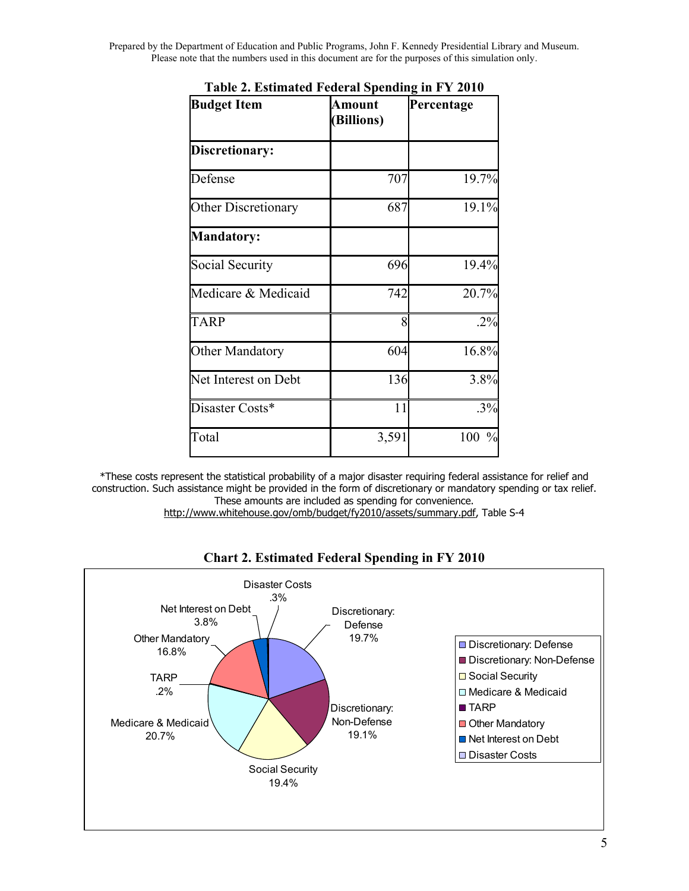Prepared by the Department of Education and Public Programs, John F. Kennedy Presidential Library and Museum. Please note that the numbers used in this document are for the purposes of this simulation only.

**Table 2. Estimated Federal Spending in FY 2010**

| Budget Item | Amount (Billions) | Percentage |
|---|---|---|
| **Discretionary:** | | |
| Defense | 707 | 19.7% |
| Other Discretionary | 687 | 19.1% |
| **Mandatory:** | | |
| Social Security | 696 | 19.4% |
| Medicare & Medicaid | 742 | 20.7% |
| TARP | 8 | .2% |
| Other Mandatory | 604 | 16.8% |
| Net Interest on Debt | 136 | 3.8% |
| Disaster Costs* | 11 | .3% |
| Total | 3,591 | 100 % |

*These costs represent the statistical probability of a major disaster requiring federal assistance for relief and construction. Such assistance might be provided in the form of discretionary or mandatory spending or tax relief. These amounts are included as spending for convenience.
http://www.whitehouse.gov/omb/budget/fy2010/assets/summary.pdf, Table S-4

**Chart 2. Estimated Federal Spending in FY 2010**

- Discretionary: Defense 19.7%
- Discretionary: Non-Defense 19.1%
- Social Security 19.4%
- Medicare & Medicaid 20.7%
- TARP .2%
- Other Mandatory 16.8%
- Net Interest on Debt 3.8%
- Disaster Costs .3%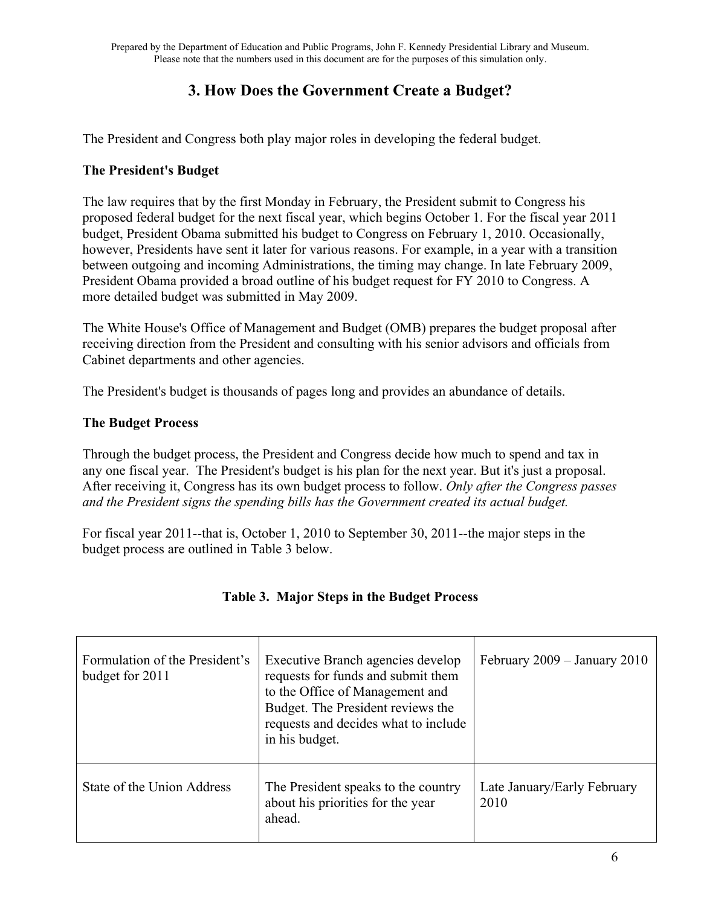## 3. How Does the Government Create a Budget?

The President and Congress both play major roles in developing the federal budget.

**The President's Budget**

The law requires that by the first Monday in February, the President submit to Congress his proposed federal budget for the next fiscal year, which begins October 1. For the fiscal year 2011 budget, President Obama submitted his budget to Congress on February 1, 2010. Occasionally, however, Presidents have sent it later for various reasons. For example, in a year with a transition between outgoing and incoming Administrations, the timing may change. In late February 2009, President Obama provided a broad outline of his budget request for FY 2010 to Congress. A more detailed budget was submitted in May 2009.

The White House's Office of Management and Budget (OMB) prepares the budget proposal after receiving direction from the President and consulting with his senior advisors and officials from Cabinet departments and other agencies.

The President's budget is thousands of pages long and provides an abundance of details.

**The Budget Process**

Through the budget process, the President and Congress decide how much to spend and tax in any one fiscal year. The President's budget is his plan for the next year. But it's just a proposal. After receiving it, Congress has its own budget process to follow. *Only after the Congress passes and the President signs the spending bills has the Government created its actual budget.*

For fiscal year 2011--that is, October 1, 2010 to September 30, 2011--the major steps in the budget process are outlined in Table 3 below.

**Table 3. Major Steps in the Budget Process**

| | | |
|---|---|---|
| Formulation of the President's budget for 2011 | Executive Branch agencies develop requests for funds and submit them to the Office of Management and Budget. The President reviews the requests and decides what to include in his budget. | February 2009 – January 2010 |
| State of the Union Address | The President speaks to the country about his priorities for the year ahead. | Late January/Early February 2010 |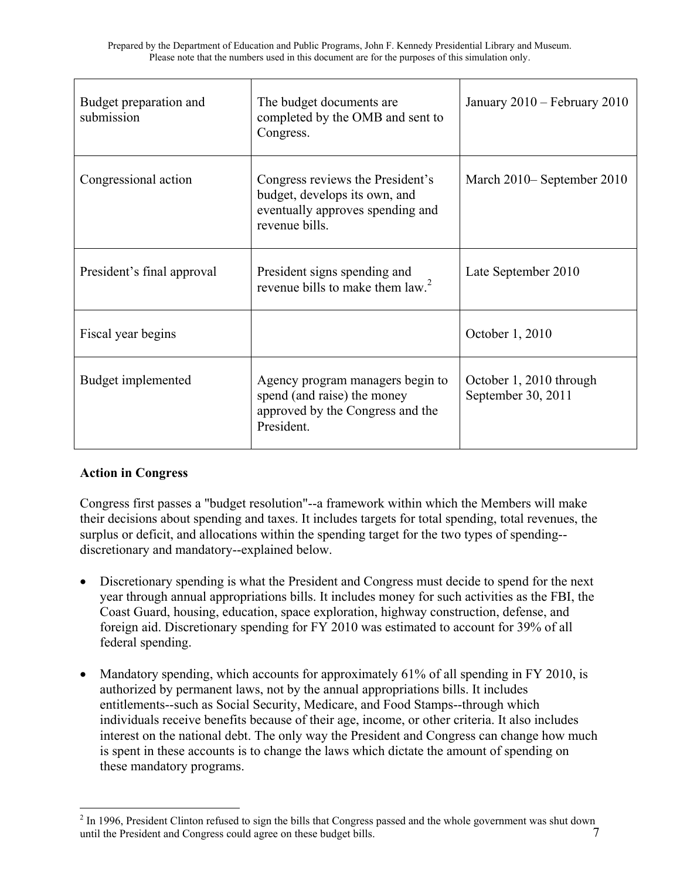| Budget preparation and submission | The budget documents are completed by the OMB and sent to Congress. | January 2010 – February 2010 |
| --- | --- | --- |
| Congressional action | Congress reviews the President's budget, develops its own, and eventually approves spending and revenue bills. | March 2010– September 2010 |
| President's final approval | President signs spending and revenue bills to make them law.[2] | Late September 2010 |
| Fiscal year begins | | October 1, 2010 |
| Budget implemented | Agency program managers begin to spend (and raise) the money approved by the Congress and the President. | October 1, 2010 through September 30, 2011 |

**Action in Congress**

Congress first passes a "budget resolution"--a framework within which the Members will make their decisions about spending and taxes. It includes targets for total spending, total revenues, the surplus or deficit, and allocations within the spending target for the two types of spending--discretionary and mandatory--explained below.

- Discretionary spending is what the President and Congress must decide to spend for the next year through annual appropriations bills. It includes money for such activities as the FBI, the Coast Guard, housing, education, space exploration, highway construction, defense, and foreign aid. Discretionary spending for FY 2010 was estimated to account for 39% of all federal spending.

- Mandatory spending, which accounts for approximately 61% of all spending in FY 2010, is authorized by permanent laws, not by the annual appropriations bills. It includes entitlements--such as Social Security, Medicare, and Food Stamps--through which individuals receive benefits because of their age, income, or other criteria. It also includes interest on the national debt. The only way the President and Congress can change how much is spent in these accounts is to change the laws which dictate the amount of spending on these mandatory programs.

[2] In 1996, President Clinton refused to sign the bills that Congress passed and the whole government was shut down until the President and Congress could agree on these budget bills.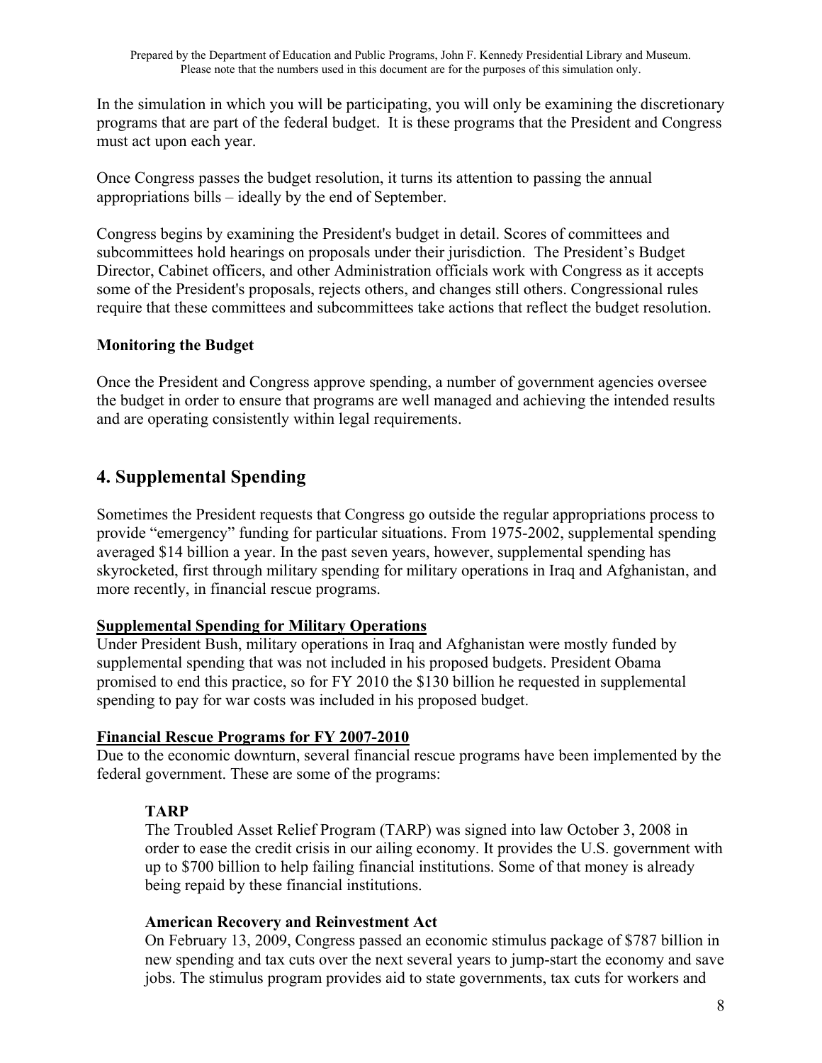In the simulation in which you will be participating, you will only be examining the discretionary programs that are part of the federal budget. It is these programs that the President and Congress must act upon each year.

Once Congress passes the budget resolution, it turns its attention to passing the annual appropriations bills – ideally by the end of September.

Congress begins by examining the President's budget in detail. Scores of committees and subcommittees hold hearings on proposals under their jurisdiction. The President's Budget Director, Cabinet officers, and other Administration officials work with Congress as it accepts some of the President's proposals, rejects others, and changes still others. Congressional rules require that these committees and subcommittees take actions that reflect the budget resolution.

### Monitoring the Budget

Once the President and Congress approve spending, a number of government agencies oversee the budget in order to ensure that programs are well managed and achieving the intended results and are operating consistently within legal requirements.

## 4. Supplemental Spending

Sometimes the President requests that Congress go outside the regular appropriations process to provide "emergency" funding for particular situations. From 1975-2002, supplemental spending averaged $14 billion a year. In the past seven years, however, supplemental spending has skyrocketed, first through military spending for military operations in Iraq and Afghanistan, and more recently, in financial rescue programs.

### Supplemental Spending for Military Operations

Under President Bush, military operations in Iraq and Afghanistan were mostly funded by supplemental spending that was not included in his proposed budgets. President Obama promised to end this practice, so for FY 2010 the $130 billion he requested in supplemental spending to pay for war costs was included in his proposed budget.

### Financial Rescue Programs for FY 2007-2010

Due to the economic downturn, several financial rescue programs have been implemented by the federal government. These are some of the programs:

**TARP**

The Troubled Asset Relief Program (TARP) was signed into law October 3, 2008 in order to ease the credit crisis in our ailing economy. It provides the U.S. government with up to $700 billion to help failing financial institutions. Some of that money is already being repaid by these financial institutions.

**American Recovery and Reinvestment Act**

On February 13, 2009, Congress passed an economic stimulus package of $787 billion in new spending and tax cuts over the next several years to jump-start the economy and save jobs. The stimulus program provides aid to state governments, tax cuts for workers and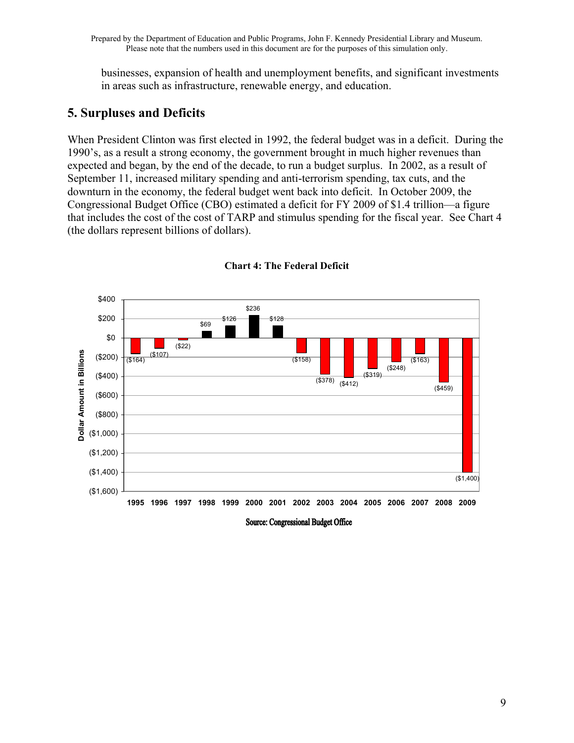businesses, expansion of health and unemployment benefits, and significant investments in areas such as infrastructure, renewable energy, and education.

## 5. Surpluses and Deficits

When President Clinton was first elected in 1992, the federal budget was in a deficit. During the 1990's, as a result a strong economy, the government brought in much higher revenues than expected and began, by the end of the decade, to run a budget surplus. In 2002, as a result of September 11, increased military spending and anti-terrorism spending, tax cuts, and the downturn in the economy, the federal budget went back into deficit. In October 2009, the Congressional Budget Office (CBO) estimated a deficit for FY 2009 of $1.4 trillion—a figure that includes the cost of the cost of TARP and stimulus spending for the fiscal year. See Chart 4 (the dollars represent billions of dollars).

**Chart 4: The Federal Deficit**

| Year | Dollar Amount in Billions |
|---|---|
| 1995 | ($164) |
| 1996 | ($107) |
| 1997 | ($22) |
| 1998 | $69 |
| 1999 | $126 |
| 2000 | $236 |
| 2001 | $128 |
| 2002 | ($158) |
| 2003 | ($378) |
| 2004 | ($412) |
| 2005 | ($319) |
| 2006 | ($248) |
| 2007 | ($163) |
| 2008 | ($459) |
| 2009 | ($1,400) |

Source: Congressional Budget Office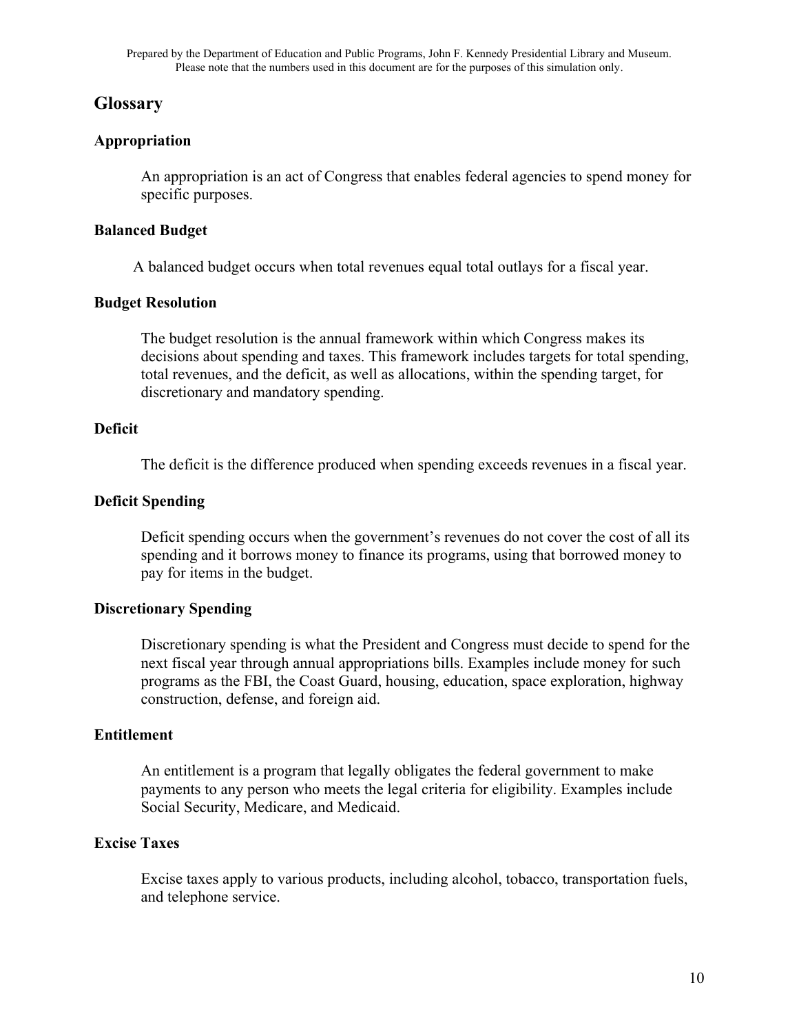Prepared by the Department of Education and Public Programs, John F. Kennedy Presidential Library and Museum. Please note that the numbers used in this document are for the purposes of this simulation only.

## Glossary

### Appropriation

An appropriation is an act of Congress that enables federal agencies to spend money for specific purposes.

### Balanced Budget

A balanced budget occurs when total revenues equal total outlays for a fiscal year.

### Budget Resolution

The budget resolution is the annual framework within which Congress makes its decisions about spending and taxes. This framework includes targets for total spending, total revenues, and the deficit, as well as allocations, within the spending target, for discretionary and mandatory spending.

### Deficit

The deficit is the difference produced when spending exceeds revenues in a fiscal year.

### Deficit Spending

Deficit spending occurs when the government's revenues do not cover the cost of all its spending and it borrows money to finance its programs, using that borrowed money to pay for items in the budget.

### Discretionary Spending

Discretionary spending is what the President and Congress must decide to spend for the next fiscal year through annual appropriations bills. Examples include money for such programs as the FBI, the Coast Guard, housing, education, space exploration, highway construction, defense, and foreign aid.

### Entitlement

An entitlement is a program that legally obligates the federal government to make payments to any person who meets the legal criteria for eligibility. Examples include Social Security, Medicare, and Medicaid.

### Excise Taxes

Excise taxes apply to various products, including alcohol, tobacco, transportation fuels, and telephone service.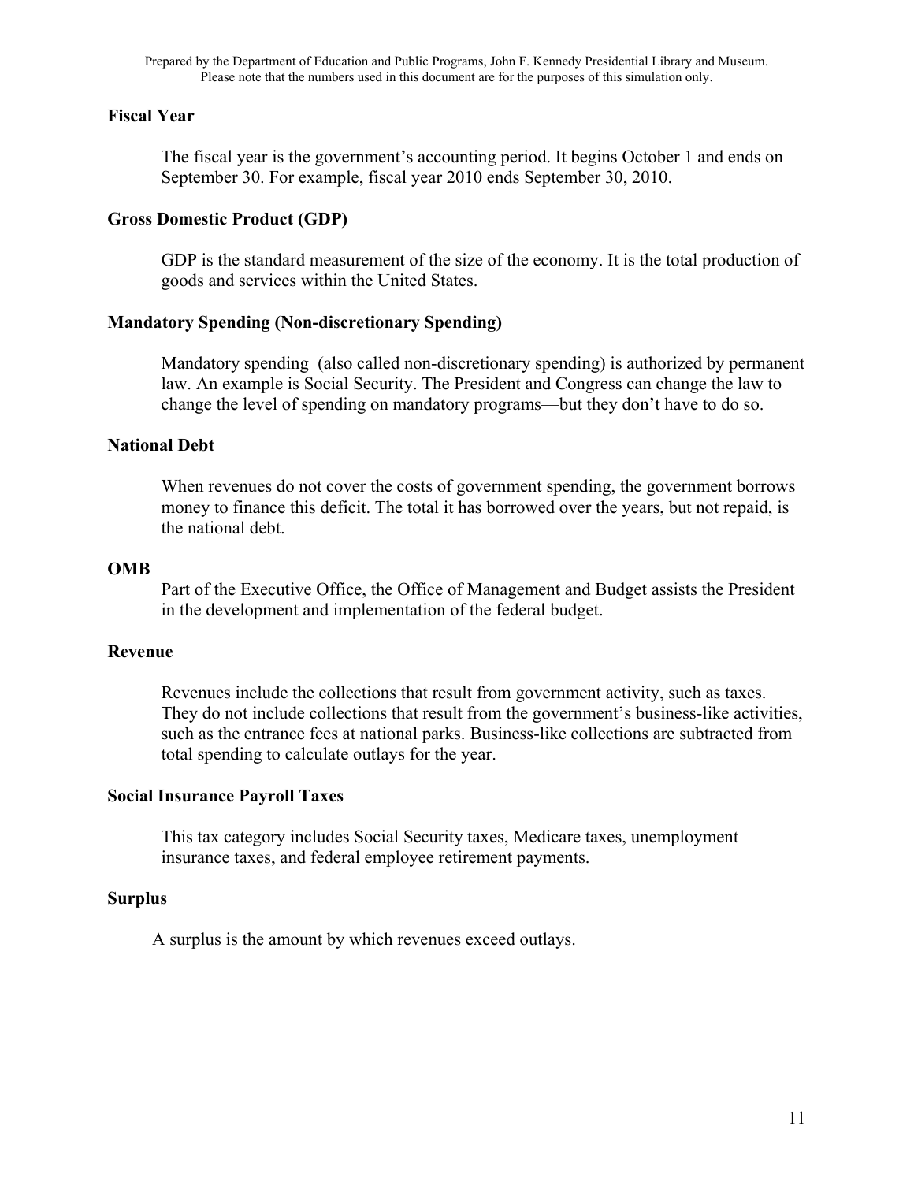### Fiscal Year

The fiscal year is the government's accounting period. It begins October 1 and ends on September 30. For example, fiscal year 2010 ends September 30, 2010.

### Gross Domestic Product (GDP)

GDP is the standard measurement of the size of the economy. It is the total production of goods and services within the United States.

### Mandatory Spending (Non-discretionary Spending)

Mandatory spending (also called non-discretionary spending) is authorized by permanent law. An example is Social Security. The President and Congress can change the law to change the level of spending on mandatory programs—but they don't have to do so.

### National Debt

When revenues do not cover the costs of government spending, the government borrows money to finance this deficit. The total it has borrowed over the years, but not repaid, is the national debt.

### OMB

Part of the Executive Office, the Office of Management and Budget assists the President in the development and implementation of the federal budget.

### Revenue

Revenues include the collections that result from government activity, such as taxes. They do not include collections that result from the government's business-like activities, such as the entrance fees at national parks. Business-like collections are subtracted from total spending to calculate outlays for the year.

### Social Insurance Payroll Taxes

This tax category includes Social Security taxes, Medicare taxes, unemployment insurance taxes, and federal employee retirement payments.

### Surplus

A surplus is the amount by which revenues exceed outlays.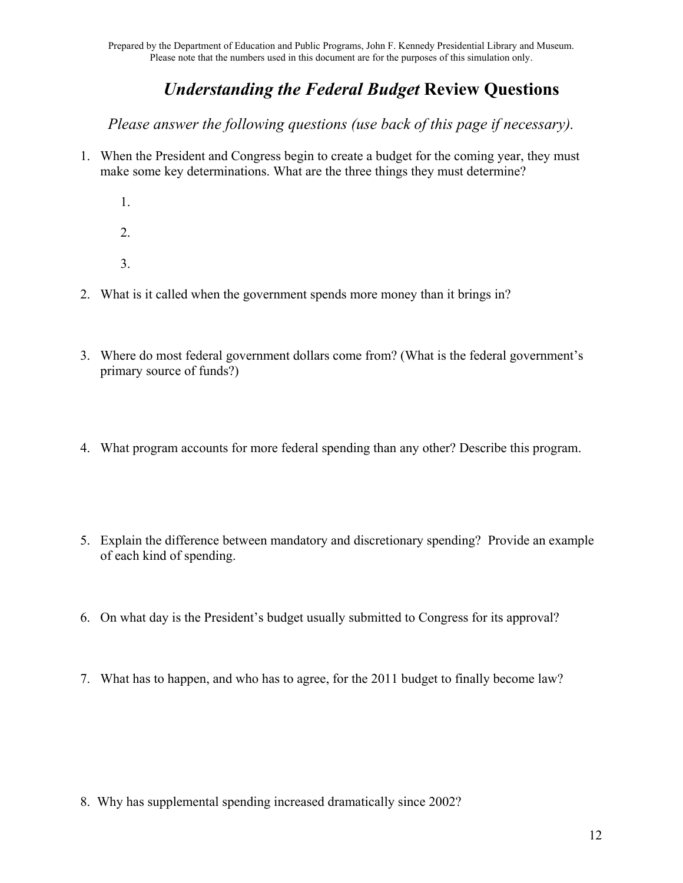Prepared by the Department of Education and Public Programs, John F. Kennedy Presidential Library and Museum.
Please note that the numbers used in this document are for the purposes of this simulation only.

# *Understanding the Federal Budget* Review Questions

*Please answer the following questions (use back of this page if necessary).*

1. When the President and Congress begin to create a budget for the coming year, they must make some key determinations. What are the three things they must determine?

    1.

    2.

    3.

2. What is it called when the government spends more money than it brings in?

3. Where do most federal government dollars come from? (What is the federal government's primary source of funds?)

4. What program accounts for more federal spending than any other? Describe this program.

5. Explain the difference between mandatory and discretionary spending? Provide an example of each kind of spending.

6. On what day is the President's budget usually submitted to Congress for its approval?

7. What has to happen, and who has to agree, for the 2011 budget to finally become law?

8. Why has supplemental spending increased dramatically since 2002?